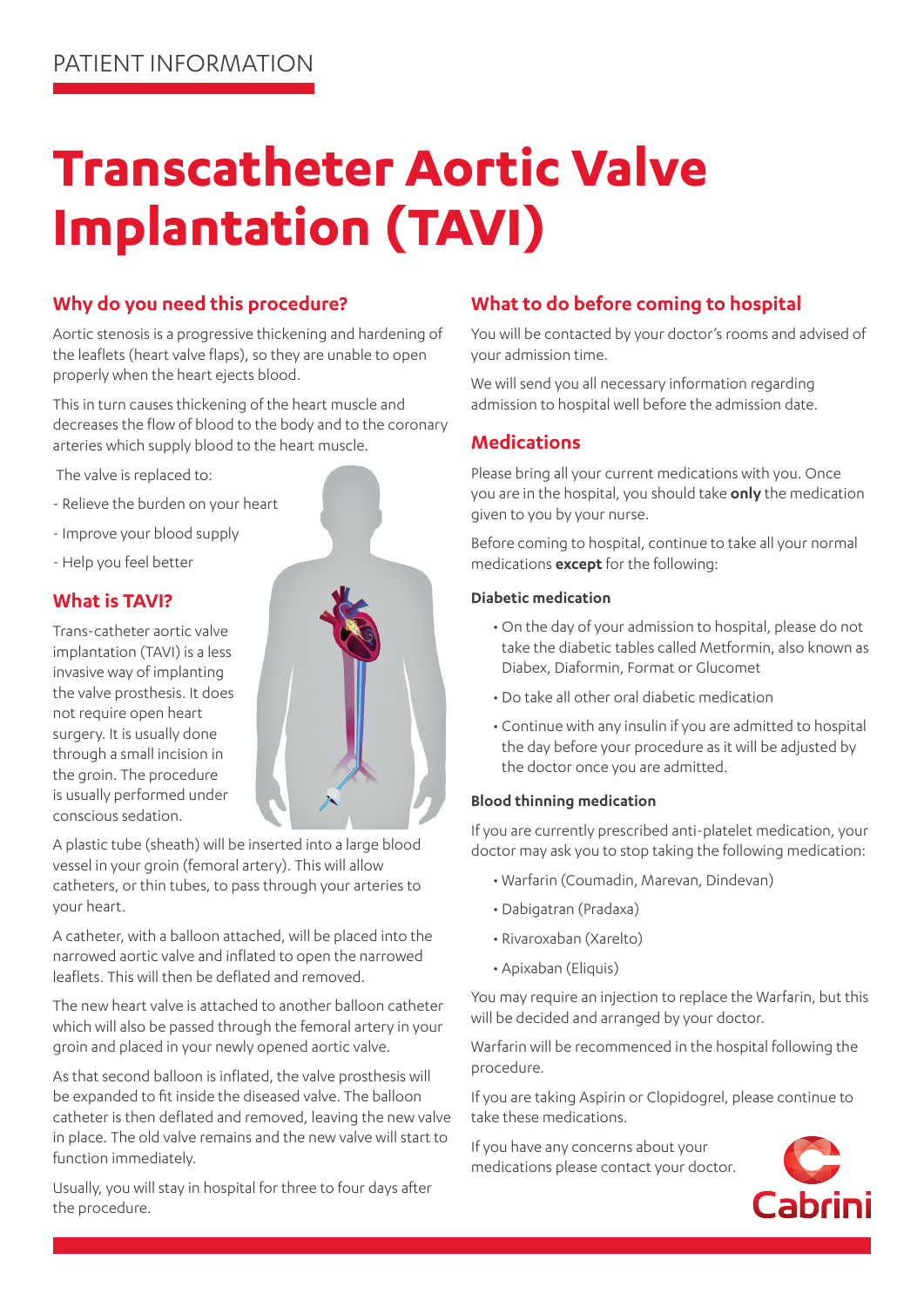PATIENT INFORMATION

# Transcatheter Aortic Valve Implantation (TAVI)

## Why do you need this procedure?

Aortic stenosis is a progressive thickening and hardening of the leaflets (heart valve flaps), so they are unable to open properly when the heart ejects blood.

This in turn causes thickening of the heart muscle and decreases the flow of blood to the body and to the coronary arteries which supply blood to the heart muscle.

The valve is replaced to:

- Relieve the burden on your heart
- Improve your blood supply
- Help you feel better

## What is TAVI?

Trans-catheter aortic valve implantation (TAVI) is a less invasive way of implanting the valve prosthesis. It does not require open heart surgery. It is usually done through a small incision in the groin. The procedure is usually performed under conscious sedation.

A plastic tube (sheath) will be inserted into a large blood vessel in your groin (femoral artery). This will allow catheters, or thin tubes, to pass through your arteries to your heart.

A catheter, with a balloon attached, will be placed into the narrowed aortic valve and inflated to open the narrowed leaflets. This will then be deflated and removed.

The new heart valve is attached to another balloon catheter which will also be passed through the femoral artery in your groin and placed in your newly opened aortic valve.

As that second balloon is inflated, the valve prosthesis will be expanded to fit inside the diseased valve. The balloon catheter is then deflated and removed, leaving the new valve in place. The old valve remains and the new valve will start to function immediately.

Usually, you will stay in hospital for three to four days after the procedure.

## What to do before coming to hospital

You will be contacted by your doctor's rooms and advised of your admission time.

We will send you all necessary information regarding admission to hospital well before the admission date.

## Medications

Please bring all your current medications with you. Once you are in the hospital, you should take **only** the medication given to you by your nurse.

Before coming to hospital, continue to take all your normal medications **except** for the following:

### Diabetic medication

- On the day of your admission to hospital, please do not take the diabetic tables called Metformin, also known as Diabex, Diaformin, Format or Glucomet
- Do take all other oral diabetic medication
- Continue with any insulin if you are admitted to hospital the day before your procedure as it will be adjusted by the doctor once you are admitted.

### Blood thinning medication

If you are currently prescribed anti-platelet medication, your doctor may ask you to stop taking the following medication:

- Warfarin (Coumadin, Marevan, Dindevan)
- Dabigatran (Pradaxa)
- Rivaroxaban (Xarelto)
- Apixaban (Eliquis)

You may require an injection to replace the Warfarin, but this will be decided and arranged by your doctor.

Warfarin will be recommenced in the hospital following the procedure.

If you are taking Aspirin or Clopidogrel, please continue to take these medications.

If you have any concerns about your medications please contact your doctor.

Cabrini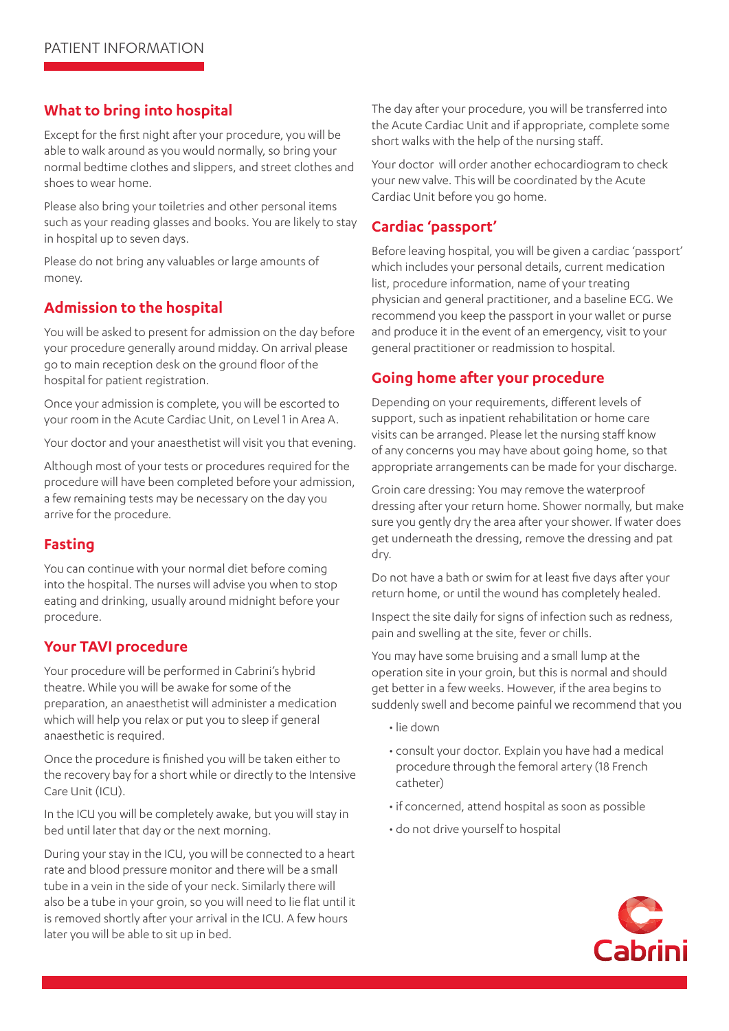## What to bring into hospital

Except for the first night after your procedure, you will be able to walk around as you would normally, so bring your normal bedtime clothes and slippers, and street clothes and shoes to wear home.

Please also bring your toiletries and other personal items such as your reading glasses and books. You are likely to stay in hospital up to seven days.

Please do not bring any valuables or large amounts of money.

## Admission to the hospital

You will be asked to present for admission on the day before your procedure generally around midday. On arrival please go to main reception desk on the ground floor of the hospital for patient registration.

Once your admission is complete, you will be escorted to your room in the Acute Cardiac Unit, on Level 1 in Area A.

Your doctor and your anaesthetist will visit you that evening.

Although most of your tests or procedures required for the procedure will have been completed before your admission, a few remaining tests may be necessary on the day you arrive for the procedure.

## Fasting

You can continue with your normal diet before coming into the hospital. The nurses will advise you when to stop eating and drinking, usually around midnight before your procedure.

## Your TAVI procedure

Your procedure will be performed in Cabrini's hybrid theatre. While you will be awake for some of the preparation, an anaesthetist will administer a medication which will help you relax or put you to sleep if general anaesthetic is required.

Once the procedure is finished you will be taken either to the recovery bay for a short while or directly to the Intensive Care Unit (ICU).

In the ICU you will be completely awake, but you will stay in bed until later that day or the next morning.

During your stay in the ICU, you will be connected to a heart rate and blood pressure monitor and there will be a small tube in a vein in the side of your neck. Similarly there will also be a tube in your groin, so you will need to lie flat until it is removed shortly after your arrival in the ICU. A few hours later you will be able to sit up in bed.

The day after your procedure, you will be transferred into the Acute Cardiac Unit and if appropriate, complete some short walks with the help of the nursing staff.

Your doctor will order another echocardiogram to check your new valve. This will be coordinated by the Acute Cardiac Unit before you go home.

## Cardiac 'passport'

Before leaving hospital, you will be given a cardiac 'passport' which includes your personal details, current medication list, procedure information, name of your treating physician and general practitioner, and a baseline ECG. We recommend you keep the passport in your wallet or purse and produce it in the event of an emergency, visit to your general practitioner or readmission to hospital.

## Going home after your procedure

Depending on your requirements, different levels of support, such as inpatient rehabilitation or home care visits can be arranged. Please let the nursing staff know of any concerns you may have about going home, so that appropriate arrangements can be made for your discharge.

Groin care dressing: You may remove the waterproof dressing after your return home. Shower normally, but make sure you gently dry the area after your shower. If water does get underneath the dressing, remove the dressing and pat dry.

Do not have a bath or swim for at least five days after your return home, or until the wound has completely healed.

Inspect the site daily for signs of infection such as redness, pain and swelling at the site, fever or chills.

You may have some bruising and a small lump at the operation site in your groin, but this is normal and should get better in a few weeks. However, if the area begins to suddenly swell and become painful we recommend that you

- lie down
- consult your doctor. Explain you have had a medical procedure through the femoral artery (18 French catheter)
- if concerned, attend hospital as soon as possible
- do not drive yourself to hospital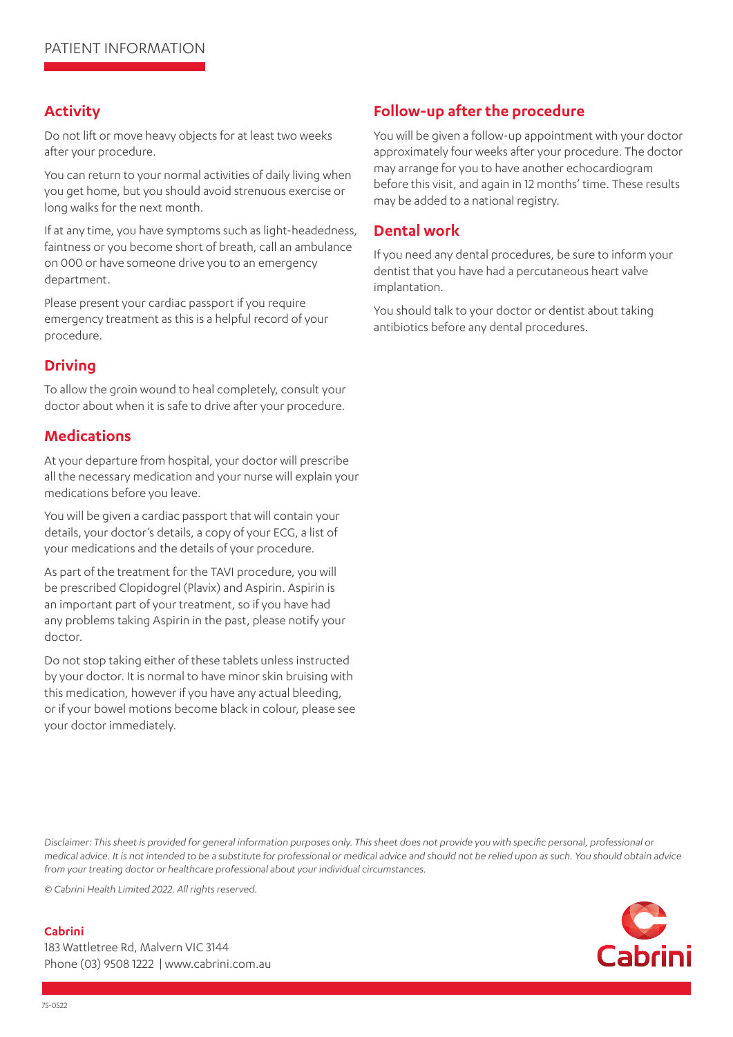## Activity

Do not lift or move heavy objects for at least two weeks after your procedure.

You can return to your normal activities of daily living when you get home, but you should avoid strenuous exercise or long walks for the next month.

If at any time, you have symptoms such as light-headedness, faintness or you become short of breath, call an ambulance on 000 or have someone drive you to an emergency department.

Please present your cardiac passport if you require emergency treatment as this is a helpful record of your procedure.

## Driving

To allow the groin wound to heal completely, consult your doctor about when it is safe to drive after your procedure.

## Medications

At your departure from hospital, your doctor will prescribe all the necessary medication and your nurse will explain your medications before you leave.

You will be given a cardiac passport that will contain your details, your doctor's details, a copy of your ECG, a list of your medications and the details of your procedure.

As part of the treatment for the TAVI procedure, you will be prescribed Clopidogrel (Plavix) and Aspirin. Aspirin is an important part of your treatment, so if you have had any problems taking Aspirin in the past, please notify your doctor.

Do not stop taking either of these tablets unless instructed by your doctor. It is normal to have minor skin bruising with this medication, however if you have any actual bleeding, or if your bowel motions become black in colour, please see your doctor immediately.

## Follow-up after the procedure

You will be given a follow-up appointment with your doctor approximately four weeks after your procedure. The doctor may arrange for you to have another echocardiogram before this visit, and again in 12 months' time. These results may be added to a national registry.

## Dental work

If you need any dental procedures, be sure to inform your dentist that you have had a percutaneous heart valve implantation.

You should talk to your doctor or dentist about taking antibiotics before any dental procedures.

*Disclaimer: This sheet is provided for general information purposes only. This sheet does not provide you with specific personal, professional or medical advice. It is not intended to be a substitute for professional or medical advice and should not be relied upon as such. You should obtain advice from your treating doctor or healthcare professional about your individual circumstances.*

*© Cabrini Health Limited 2022. All rights reserved.*

**Cabrini**
183 Wattletree Rd, Malvern VIC 3144
Phone (03) 9508 1222 | www.cabrini.com.au

75-0522